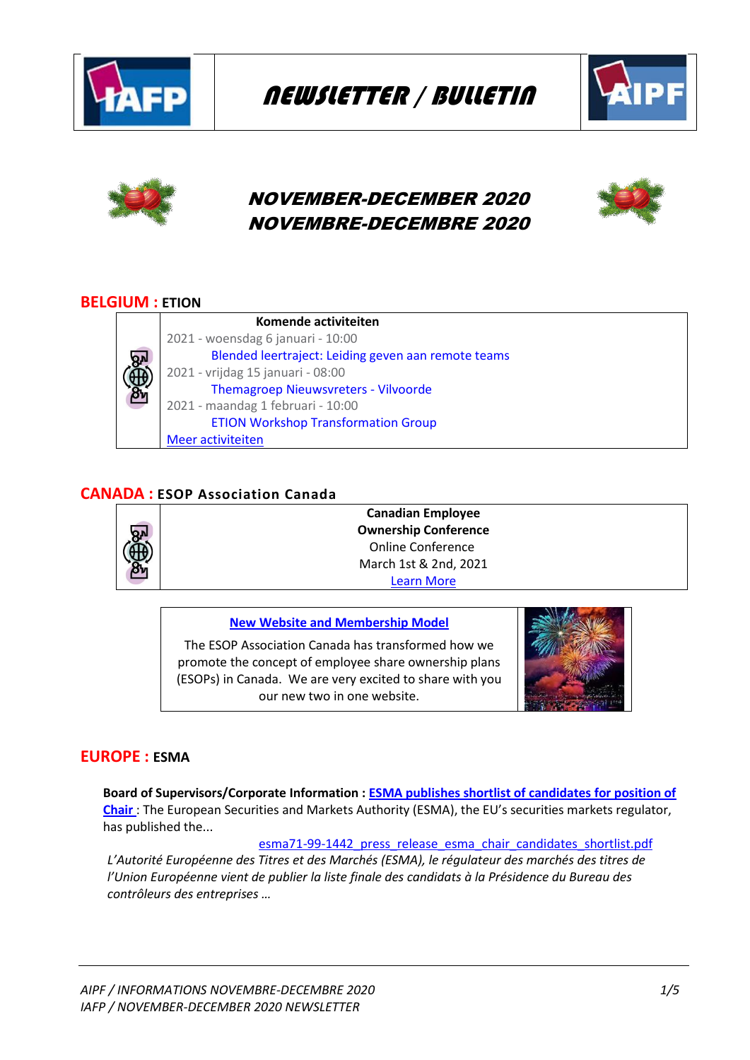# NEWSLETTER / BULLETIN

## NOVEMBER-DECEMBER 2020
## NOVEMBRE-DECEMBRE 2020

## BELGIUM : ETION

**Komende activiteiten**

2021 - woensdag 6 januari - 10:00
Blended leertraject: Leiding geven aan remote teams

2021 - vrijdag 15 januari - 08:00
Themagroep Nieuwsvreters - Vilvoorde

2021 - maandag 1 februari - 10:00
ETION Workshop Transformation Group

Meer activiteiten

## CANADA : ESOP Association Canada

**Canadian Employee Ownership Conference**
Online Conference
March 1st & 2nd, 2021
Learn More

**New Website and Membership Model**

The ESOP Association Canada has transformed how we promote the concept of employee share ownership plans (ESOPs) in Canada. We are very excited to share with you our new two in one website.

## EUROPE : ESMA

**Board of Supervisors/Corporate Information :** **ESMA publishes shortlist of candidates for position of Chair** : The European Securities and Markets Authority (ESMA), the EU's securities markets regulator, has published the...

esma71-99-1442_press_release_esma_chair_candidates_shortlist.pdf

*L'Autorité Européenne des Titres et des Marchés (ESMA), le régulateur des marchés des titres de l'Union Européenne vient de publier la liste finale des candidats à la Présidence du Bureau des contrôleurs des entreprises …*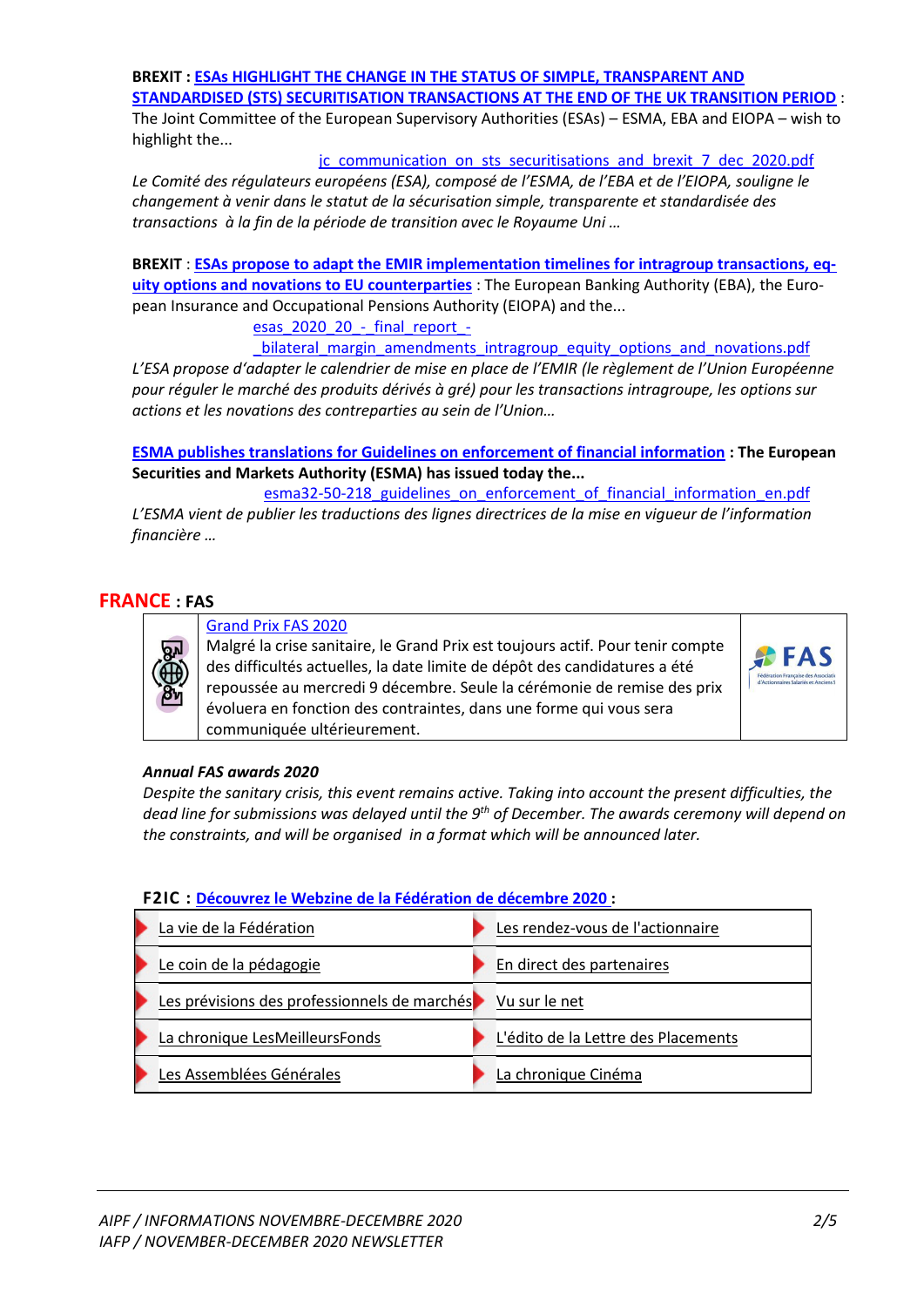**BREXIT : ESAs HIGHLIGHT THE CHANGE IN THE STATUS OF SIMPLE, TRANSPARENT AND STANDARDISED (STS) SECURITISATION TRANSACTIONS AT THE END OF THE UK TRANSITION PERIOD** : The Joint Committee of the European Supervisory Authorities (ESAs) – ESMA, EBA and EIOPA – wish to highlight the...

jc_communication_on_sts_securitisations_and_brexit_7_dec_2020.pdf

*Le Comité des régulateurs européens (ESA), composé de l'ESMA, de l'EBA et de l'EIOPA, souligne le changement à venir dans le statut de la sécurisation simple, transparente et standardisée des transactions à la fin de la période de transition avec le Royaume Uni …*

**BREXIT** : **ESAs propose to adapt the EMIR implementation timelines for intragroup transactions, equity options and novations to EU counterparties** : The European Banking Authority (EBA), the European Insurance and Occupational Pensions Authority (EIOPA) and the...

esas_2020_20_-_final_report_-_bilateral_margin_amendments_intragroup_equity_options_and_novations.pdf

*L'ESA propose d'adapter le calendrier de mise en place de l'EMIR (le règlement de l'Union Européenne pour réguler le marché des produits dérivés à gré) pour les transactions intragroupe, les options sur actions et les novations des contreparties au sein de l'Union…*

**ESMA publishes translations for Guidelines on enforcement of financial information : The European Securities and Markets Authority (ESMA) has issued today the...**

esma32-50-218_guidelines_on_enforcement_of_financial_information_en.pdf

*L'ESMA vient de publier les traductions des lignes directrices de la mise en vigueur de l'information financière …*

## FRANCE : FAS

Grand Prix FAS 2020

Malgré la crise sanitaire, le Grand Prix est toujours actif. Pour tenir compte des difficultés actuelles, la date limite de dépôt des candidatures a été repoussée au mercredi 9 décembre. Seule la cérémonie de remise des prix évoluera en fonction des contraintes, dans une forme qui vous sera communiquée ultérieurement.

***Annual FAS awards 2020***

*Despite the sanitary crisis, this event remains active. Taking into account the present difficulties, the dead line for submissions was delayed until the 9th of December. The awards ceremony will depend on the constraints, and will be organised in a format which will be announced later.*

**F2IC : Découvrez le Webzine de la Fédération de décembre 2020 :**

| | |
|---|---|
| La vie de la Fédération | Les rendez-vous de l'actionnaire |
| Le coin de la pédagogie | En direct des partenaires |
| Les prévisions des professionnels de marchés | Vu sur le net |
| La chronique LesMeilleursFonds | L'édito de la Lettre des Placements |
| Les Assemblées Générales | La chronique Cinéma |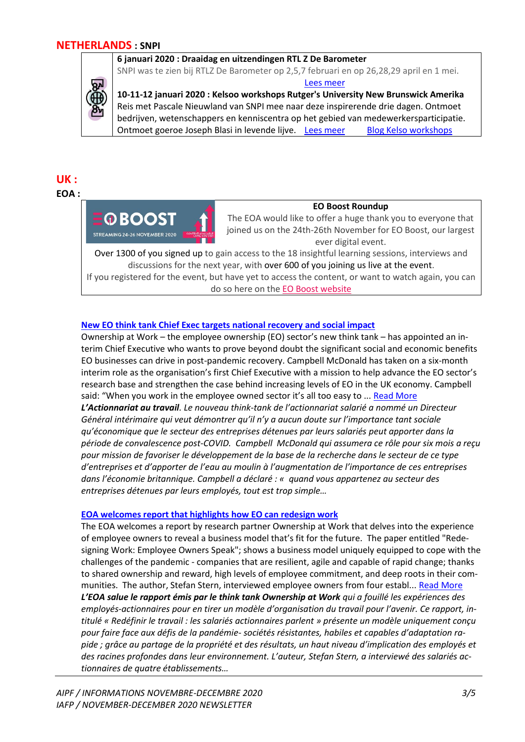## NETHERLANDS : SNPI

**6 januari 2020 : Draaidag en uitzendingen RTL Z De Barometer**
SNPI was te zien bij RTLZ De Barometer op 2,5,7 februari en op 26,28,29 april en 1 mei.
Lees meer

**10-11-12 januari 2020 : Kelsoo workshops Rutger's University New Brunswick Amerika**
Reis met Pascale Nieuwland van SNPI mee naar deze inspirerende drie dagen. Ontmoet bedrijven, wetenschappers en kenniscentra op het gebied van medewerkersparticipatie. Ontmoet goeroe Joseph Blasi in levende lijve. Lees meer Blog Kelso workshops

## UK :

### EOA :

EO BOOST
STREAMING 24-26 NOVEMBER 2020
CONTENT AVAILABLE UNTIL NOV 2021

**EO Boost Roundup**

The EOA would like to offer a huge thank you to everyone that joined us on the 24th-26th November for EO Boost, our largest ever digital event.

Over 1300 of you signed up to gain access to the 18 insightful learning sessions, interviews and discussions for the next year, with over 600 of you joining us live at the event.

If you registered for the event, but have yet to access the content, or want to watch again, you can do so here on the EO Boost website

**New EO think tank Chief Exec targets national recovery and social impact**

Ownership at Work – the employee ownership (EO) sector's new think tank – has appointed an interim Chief Executive who wants to prove beyond doubt the significant social and economic benefits EO businesses can drive in post-pandemic recovery. Campbell McDonald has taken on a six-month interim role as the organisation's first Chief Executive with a mission to help advance the EO sector's research base and strengthen the case behind increasing levels of EO in the UK economy. Campbell said: "When you work in the employee owned sector it's all too easy to ... Read More

***L'Actionnariat au travail**. Le nouveau think-tank de l'actionnariat salarié a nommé un Directeur Général intérimaire qui veut démontrer qu'il n'y a aucun doute sur l'importance tant sociale qu'économique que le secteur des entreprises détenues par leurs salariés peut apporter dans la période de convalescence post-COVID. Campbell McDonald qui assumera ce rôle pour six mois a reçu pour mission de favoriser le développement de la base de la recherche dans le secteur de ce type d'entreprises et d'apporter de l'eau au moulin à l'augmentation de l'importance de ces entreprises dans l'économie britannique. Campbell a déclaré : « quand vous appartenez au secteur des entreprises détenues par leurs employés, tout est trop simple…*

**EOA welcomes report that highlights how EO can redesign work**

The EOA welcomes a report by research partner Ownership at Work that delves into the experience of employee owners to reveal a business model that's fit for the future. The paper entitled "Redesigning Work: Employee Owners Speak"; shows a business model uniquely equipped to cope with the challenges of the pandemic - companies that are resilient, agile and capable of rapid change; thanks to shared ownership and reward, high levels of employee commitment, and deep roots in their communities. The author, Stefan Stern, interviewed employee owners from four establ... Read More

***L'EOA salue le rapport émis par le think tank Ownership at Work** qui a fouillé les expériences des employés-actionnaires pour en tirer un modèle d'organisation du travail pour l'avenir. Ce rapport, intitulé « Redéfinir le travail : les salariés actionnaires parlent » présente un modèle uniquement conçu pour faire face aux défis de la pandémie- sociétés résistantes, habiles et capables d'adaptation rapide ; grâce au partage de la propriété et des résultats, un haut niveau d'implication des employés et des racines profondes dans leur environnement. L'auteur, Stefan Stern, a interviewé des salariés actionnaires de quatre établissements…*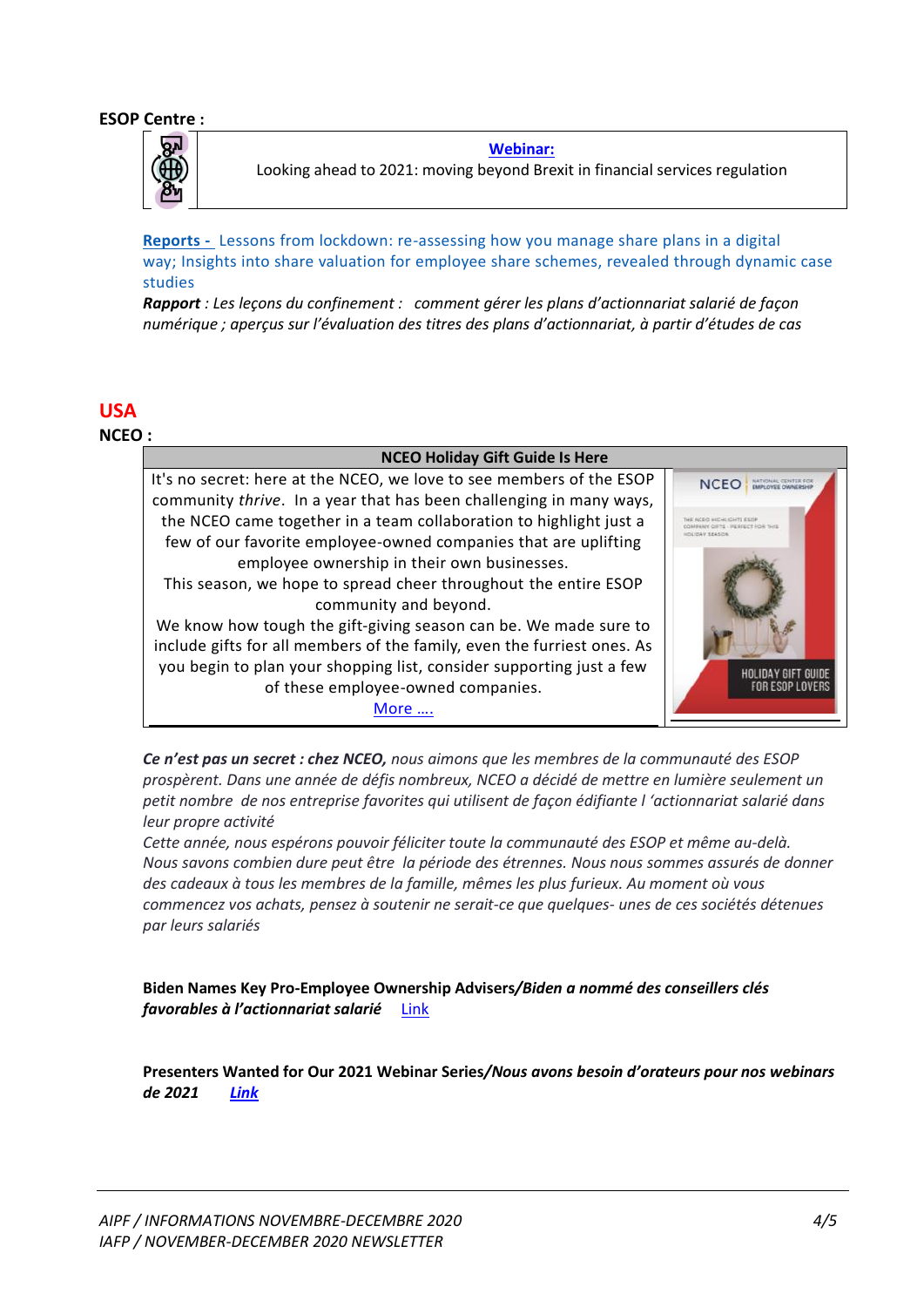**ESOP Centre :**

**Webinar:**
Looking ahead to 2021: moving beyond Brexit in financial services regulation

**Reports -** Lessons from lockdown: re-assessing how you manage share plans in a digital way; Insights into share valuation for employee share schemes, revealed through dynamic case studies

***Rapport*** *: Les leçons du confinement : comment gérer les plans d'actionnariat salarié de façon numérique ; aperçus sur l'évaluation des titres des plans d'actionnariat, à partir d'études de cas*

## USA

**NCEO :**

| NCEO Holiday Gift Guide Is Here |
|---|
| It's no secret: here at the NCEO, we love to see members of the ESOP community *thrive*. In a year that has been challenging in many ways, the NCEO came together in a team collaboration to highlight just a few of our favorite employee-owned companies that are uplifting employee ownership in their own businesses.<br>This season, we hope to spread cheer throughout the entire ESOP community and beyond.<br>We know how tough the gift-giving season can be. We made sure to include gifts for all members of the family, even the furriest ones. As you begin to plan your shopping list, consider supporting just a few of these employee-owned companies.<br>More …. |

***Ce n'est pas un secret : chez NCEO,*** *nous aimons que les membres de la communauté des ESOP prospèrent. Dans une année de défis nombreux, NCEO a décidé de mettre en lumière seulement un petit nombre de nos entreprise favorites qui utilisent de façon édifiante l 'actionnariat salarié dans leur propre activité*

*Cette année, nous espérons pouvoir féliciter toute la communauté des ESOP et même au-delà. Nous savons combien dure peut être la période des étrennes. Nous nous sommes assurés de donner des cadeaux à tous les membres de la famille, mêmes les plus furieux. Au moment où vous commencez vos achats, pensez à soutenir ne serait-ce que quelques- unes de ces sociétés détenues par leurs salariés*

**Biden Names Key Pro-Employee Ownership Advisers/*Biden a nommé des conseillers clés favorables à l'actionnariat salarié*** Link

**Presenters Wanted for Our 2021 Webinar Series/*Nous avons besoin d'orateurs pour nos webinars de 2021*** ***Link***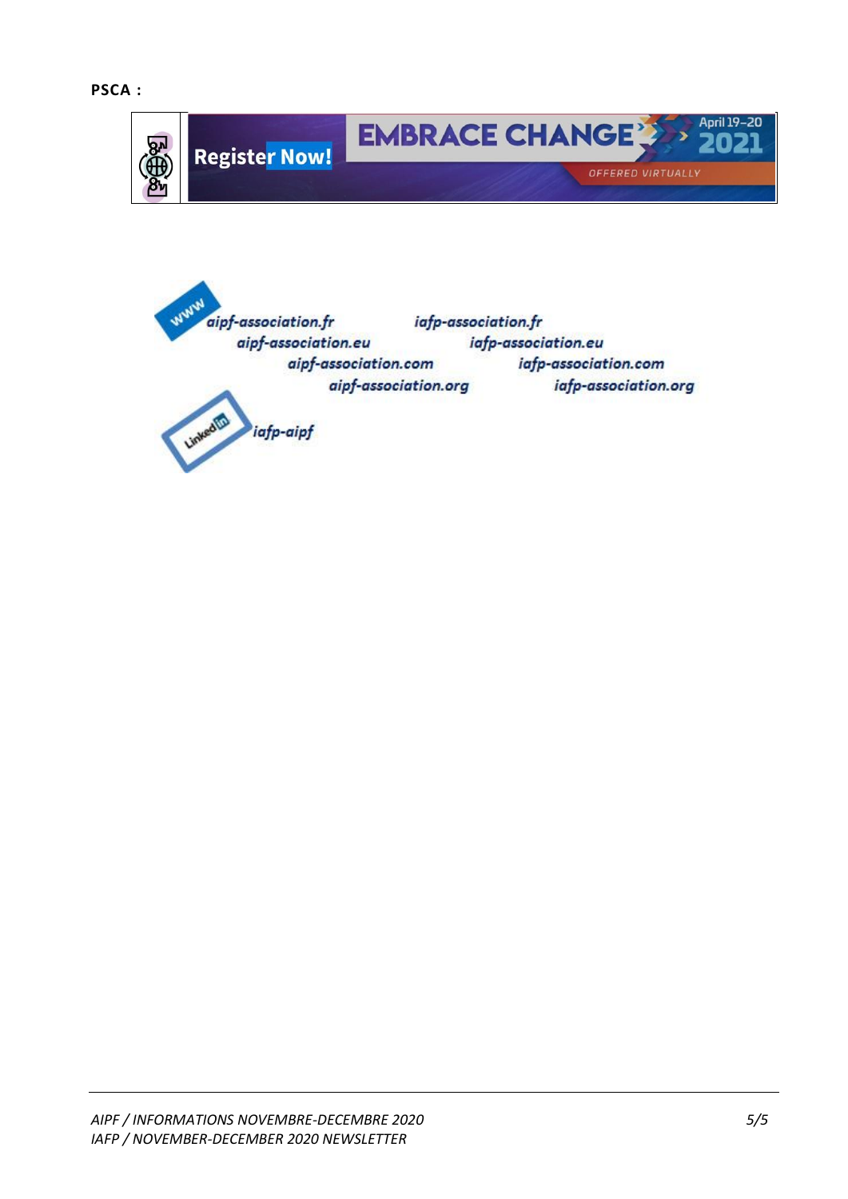**PSCA :**

Register Now! EMBRACE CHANGE April 19–20 2021 OFFERED VIRTUALLY

www aipf-association.fr
aipf-association.eu
aipf-association.com
aipf-association.org

iafp-association.fr
iafp-association.eu
iafp-association.com
iafp-association.org

LinkedIn iafp-aipf